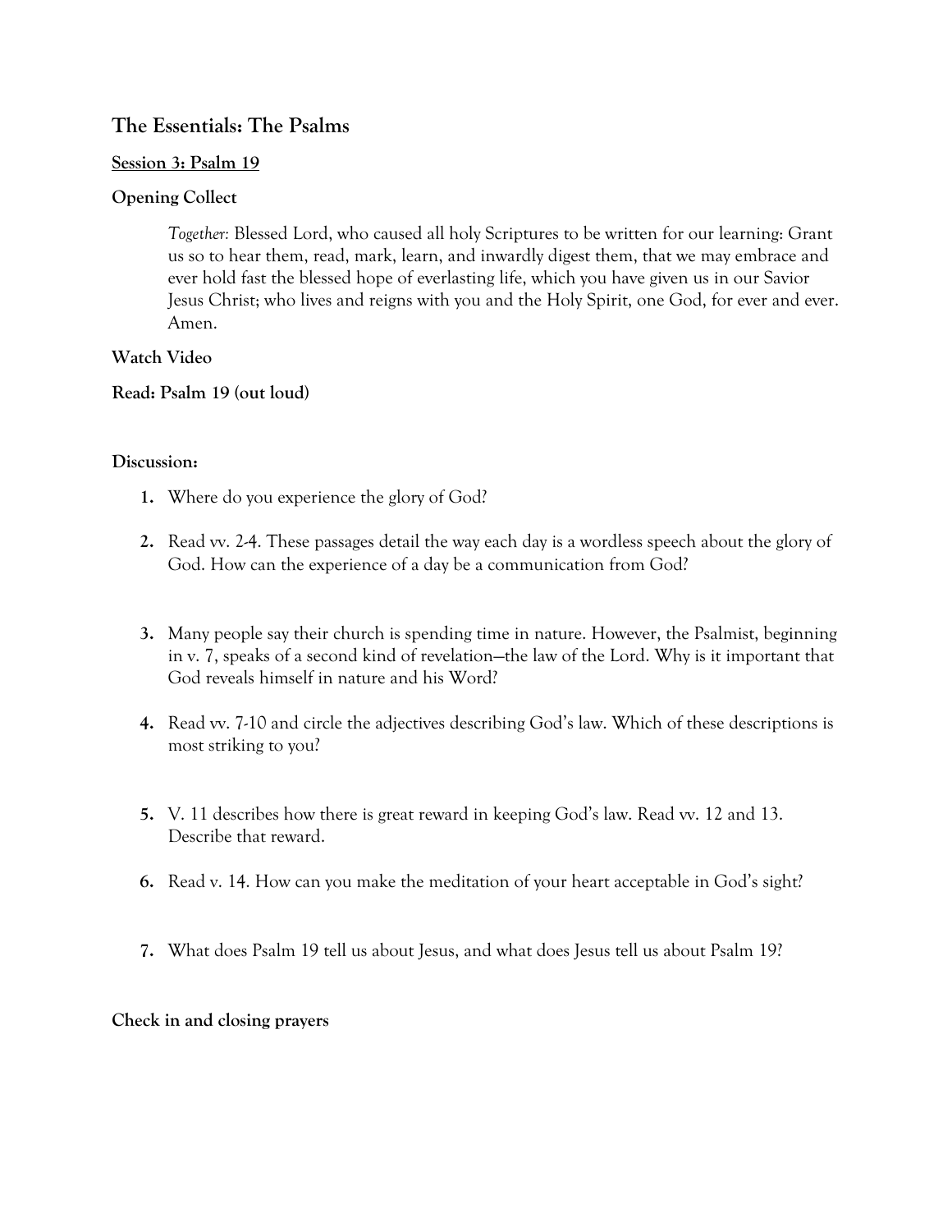# The Essentials: The Psalms

## Session 3: Psalm 19

### Opening Collect

> *Together:* Blessed Lord, who caused all holy Scriptures to be written for our learning: Grant us so to hear them, read, mark, learn, and inwardly digest them, that we may embrace and ever hold fast the blessed hope of everlasting life, which you have given us in our Savior Jesus Christ; who lives and reigns with you and the Holy Spirit, one God, for ever and ever. Amen.

### Watch Video

### Read: Psalm 19 (out loud)

### Discussion:

1. Where do you experience the glory of God?
2. Read vv. 2-4. These passages detail the way each day is a wordless speech about the glory of God. How can the experience of a day be a communication from God?
3. Many people say their church is spending time in nature. However, the Psalmist, beginning in v. 7, speaks of a second kind of revelation—the law of the Lord. Why is it important that God reveals himself in nature and his Word?
4. Read vv. 7-10 and circle the adjectives describing God's law. Which of these descriptions is most striking to you?
5. V. 11 describes how there is great reward in keeping God's law. Read vv. 12 and 13. Describe that reward.
6. Read v. 14. How can you make the meditation of your heart acceptable in God's sight?
7. What does Psalm 19 tell us about Jesus, and what does Jesus tell us about Psalm 19?

### Check in and closing prayers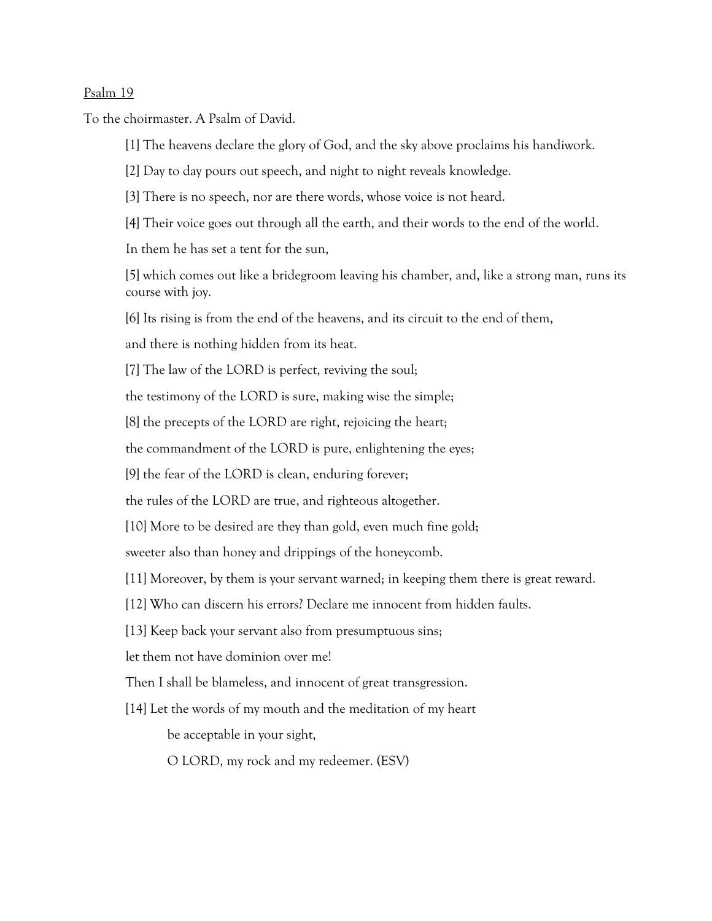Psalm 19

To the choirmaster. A Psalm of David.

[1] The heavens declare the glory of God, and the sky above proclaims his handiwork.

[2] Day to day pours out speech, and night to night reveals knowledge.

[3] There is no speech, nor are there words, whose voice is not heard.

[4] Their voice goes out through all the earth, and their words to the end of the world.

In them he has set a tent for the sun,

[5] which comes out like a bridegroom leaving his chamber, and, like a strong man, runs its course with joy.

[6] Its rising is from the end of the heavens, and its circuit to the end of them,

and there is nothing hidden from its heat.

[7] The law of the LORD is perfect, reviving the soul;

the testimony of the LORD is sure, making wise the simple;

[8] the precepts of the LORD are right, rejoicing the heart;

the commandment of the LORD is pure, enlightening the eyes;

[9] the fear of the LORD is clean, enduring forever;

the rules of the LORD are true, and righteous altogether.

[10] More to be desired are they than gold, even much fine gold;

sweeter also than honey and drippings of the honeycomb.

[11] Moreover, by them is your servant warned; in keeping them there is great reward.

[12] Who can discern his errors? Declare me innocent from hidden faults.

[13] Keep back your servant also from presumptuous sins;

let them not have dominion over me!

Then I shall be blameless, and innocent of great transgression.

[14] Let the words of my mouth and the meditation of my heart

be acceptable in your sight,

O LORD, my rock and my redeemer. (ESV)